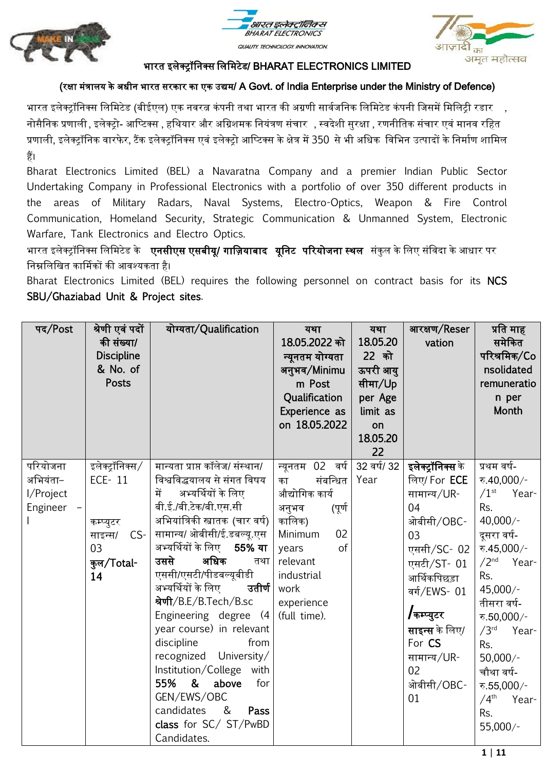# भारत इलेक्ट्रॉनिक्स लिमिटेड/ BHARAT ELECTRONICS LIMITED

**(रक्षा मंत्रालय के अधीन भारत सरकार का एक उद्यम/ A Govt. of India Enterprise under the Ministry of Defence)**

भारत इलेक्ट्रॉनिक्स लिमिटेड (बीईएल) एक नवरत्न कंपनी तथा भारत की अग्रणी सार्वजनिक लिमिटेड कंपनी जिसमें मिलिट्री रडार , नोसैनिक प्रणाली , इलेक्ट्रो- आप्टिक्स , हथियार और अग्निशमक नियंत्रण संचार , स्वदेशी सुरक्षा , रणनीतिक संचार एवं मानव रहित प्रणाली, इलेक्ट्रॉनिक वारफेर, टैंक इलेक्ट्रॉनिक्स एवं इलेक्ट्रो आप्टिक्स के क्षेत्र में 350 से भी अधिक विभिन उत्पादों के निर्माण शामिल हैं।

Bharat Electronics Limited (BEL) a Navaratna Company and a premier Indian Public Sector Undertaking Company in Professional Electronics with a portfolio of over 350 different products in the areas of Military Radars, Naval Systems, Electro-Optics, Weapon & Fire Control Communication, Homeland Security, Strategic Communication & Unmanned System, Electronic Warfare, Tank Electronics and Electro Optics.

भारत इलेक्ट्रॉनिक्स लिमिटेड के **एनसीएस एसबीयू/ गाज़ियाबाद यूनिट परियोजना स्थल** संकुल के लिए संविदा के आधार पर निम्नलिखित कार्मिकों की आवश्यकता है।

Bharat Electronics Limited (BEL) requires the following personnel on contract basis for its NCS SBU/Ghaziabad Unit & Project sites.

| पद/Post | श्रेणी एवं पदों की संख्या/ Discipline & No. of Posts | योग्यता/Qualification | यथा 18.05.2022 को न्यूनतम योग्यता अनुभव/Minimum Post Qualification Experience as on 18.05.2022 | यथा 18.05.2022 को ऊपरी आयु सीमा/Upper Age limit as on 18.05.2022 | आरक्षण/Reservation | प्रति माह समेकित परिश्रमिक/Consolidated remuneration per Month |
|---|---|---|---|---|---|---|
| परियोजना अभियंता–I/Project Engineer – I | इलेक्ट्रॉनिक्स/ ECE- 11<br><br>कम्प्युटर साइन्स/ CS- 03<br>**कुल/Total- 14** | मान्यता प्राप्त कॉलेज/ संस्थान/ विश्वविद्यालय से संगत विषय में अभ्यर्थियों के लिए बी.ई./बी.टेक/बी.एस.सी अभियांत्रिकी स्नातक (चार वर्ष) सामान्य/ ओबीसी/ई.डबल्यू.एस अभ्यर्थियों के लिए **55% या उससे अधिक** तथा एससी/एसटी/पीडबल्यूबीडी अभ्यर्थियों के लिए **उतीर्ण श्रेणी**/B.E/B.Tech/B.sc Engineering degree (4 year course) in relevant discipline from recognized University/ Institution/College with **55% & above** for GEN/EWS/OBC candidates & **Pass class** for SC/ ST/PwBD Candidates. | न्यूनतम 02 वर्ष का संबन्धित औद्योगिक कार्य अनुभव (पूर्ण कालिक)<br>Minimum 02 years of relevant industrial work experience (full time). | 32 वर्ष/ 32 Year | **इलेक्ट्रॉनिक्स** के लिए/ For **ECE**<br>सामान्य/UR- 04<br>ओबीसी/OBC- 03<br>एससी/SC- 02<br>एसटी/ST- 01<br>आर्थिकपिछड़ा वर्ग/EWS- 01<br>**/कम्प्युटर साइन्स** के लिए/ For **CS**<br>सामान्य/UR- 02<br>ओबीसी/OBC- 01 | प्रथम वर्ष- रु.40,000/- /1st Year- Rs. 40,000/-<br>दूसरा वर्ष- रु.45,000/- /2nd Year- Rs. 45,000/-<br>तीसरा वर्ष- रु.50,000/- /3rd Year- Rs. 50,000/-<br>चौथा वर्ष- रु.55,000/- /4th Year- Rs. 55,000/- |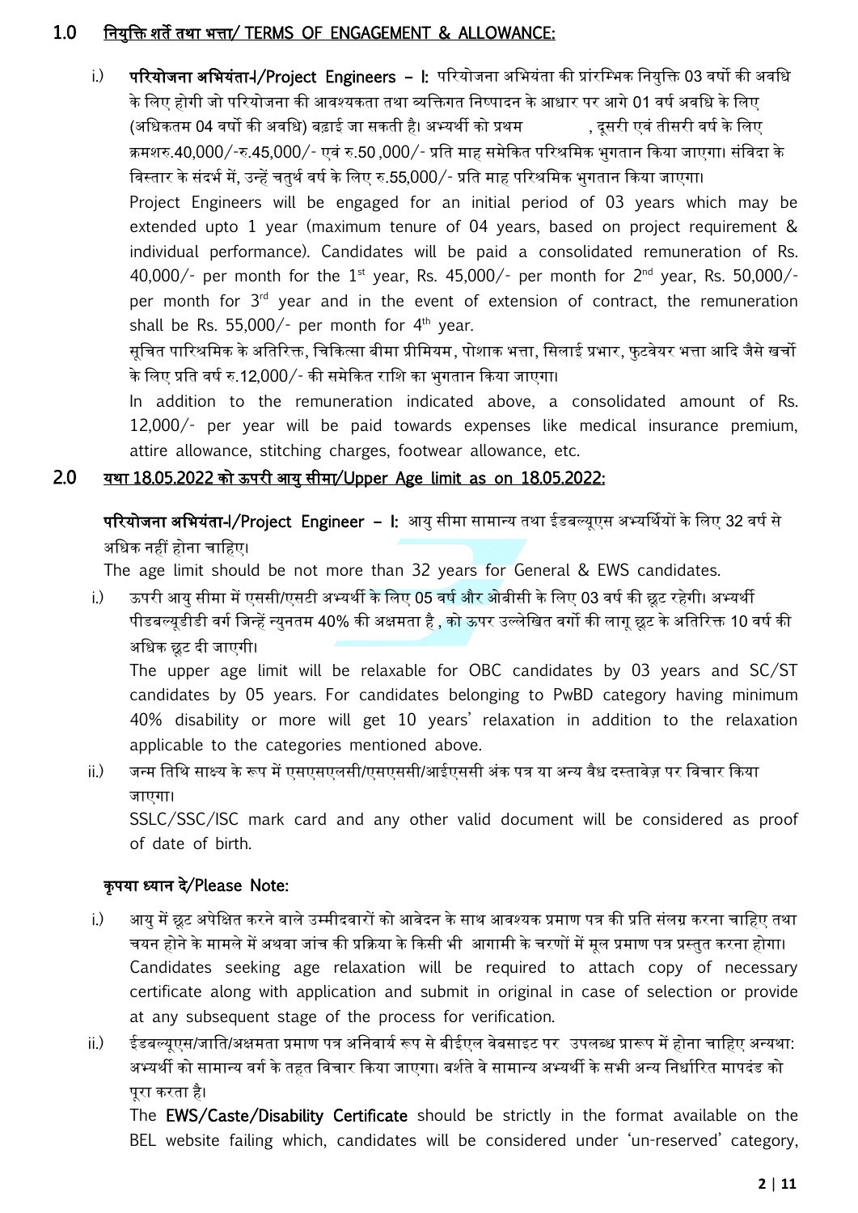## 1.0 नियुक्ति शर्तें तथा भत्ता/ TERMS OF ENGAGEMENT & ALLOWANCE:

i.) **परियोजना अभियंता-I/Project Engineers – I:** परियोजना अभियंता की प्रांरम्भिक नियुक्ति 03 वर्षों की अवधि के लिए होगी जो परियोजना की आवश्यकता तथा व्यक्तिगत निष्पादन के आधार पर आगे 01 वर्ष अवधि के लिए (अधिकतम 04 वर्षों की अवधि) बढ़ाई जा सकती है। अभ्यर्थी को प्रथम , दूसरी एवं तीसरी वर्ष के लिए क्रमशरु.40,000/-रु.45,000/- एवं रु.50 ,000/- प्रति माह समेकित परिश्रमिक भुगतान किया जाएगा। संविदा के विस्तार के संदर्भ में, उन्हें चतुर्थ वर्ष के लिए रु.55,000/- प्रति माह परिश्रमिक भुगतान किया जाएगा।

Project Engineers will be engaged for an initial period of 03 years which may be extended upto 1 year (maximum tenure of 04 years, based on project requirement & individual performance). Candidates will be paid a consolidated remuneration of Rs. 40,000/- per month for the 1st year, Rs. 45,000/- per month for 2nd year, Rs. 50,000/- per month for 3rd year and in the event of extension of contract, the remuneration shall be Rs. 55,000/- per month for 4th year.

सूचित पारिश्रमिक के अतिरिक्त, चिकित्सा बीमा प्रीमियम, पोशाक भत्ता, सिलाई प्रभार, फुटवेयर भत्ता आदि जैसे खर्चो के लिए प्रति वर्ष रु.12,000/- की समेकित राशि का भुगतान किया जाएगा।

In addition to the remuneration indicated above, a consolidated amount of Rs. 12,000/- per year will be paid towards expenses like medical insurance premium, attire allowance, stitching charges, footwear allowance, etc.

## 2.0 यथा 18.05.2022 को ऊपरी आयु सीमा/Upper Age limit as on 18.05.2022:

**परियोजना अभियंता-I/Project Engineer – I:** आयु सीमा सामान्य तथा ईडबल्यूएस अभ्यर्थियों के लिए 32 वर्ष से अधिक नहीं होना चाहिए।

The age limit should be not more than 32 years for General & EWS candidates.

i.) ऊपरी आयु सीमा में एससी/एसटी अभ्यर्थी के लिए 05 वर्ष और ओबीसी के लिए 03 वर्ष की छूट रहेगी। अभ्यर्थी पीडबल्यूडीडी वर्ग जिन्हें न्युनतम 40% की अक्षमता है , को ऊपर उल्लेखित वर्गो की लागू छूट के अतिरिक्त 10 वर्ष की अधिक छूट दी जाएगी।

The upper age limit will be relaxable for OBC candidates by 03 years and SC/ST candidates by 05 years. For candidates belonging to PwBD category having minimum 40% disability or more will get 10 years' relaxation in addition to the relaxation applicable to the categories mentioned above.

ii.) जन्म तिथि साक्ष्य के रूप में एसएसएलसी/एसएससी/आईएससी अंक पत्र या अन्य वैध दस्तावेज़ पर विचार किया जाएगा।

SSLC/SSC/ISC mark card and any other valid document will be considered as proof of date of birth.

### कृपया ध्यान दे/Please Note:

i.) आयु में छूट अपेक्षित करने वाले उम्मीदवारों को आवेदन के साथ आवश्यक प्रमाण पत्र की प्रति संलग्न करना चाहिए तथा चयन होने के मामले में अथवा जांच की प्रक्रिया के किसी भी आगामी के चरणों में मूल प्रमाण पत्र प्रस्तुत करना होगा।

Candidates seeking age relaxation will be required to attach copy of necessary certificate along with application and submit in original in case of selection or provide at any subsequent stage of the process for verification.

ii.) ईडबल्यूएस/जाति/अक्षमता प्रमाण पत्र अनिवार्य रूप से बीईएल वेबसाइट पर उपलब्ध प्रारूप में होना चाहिए अन्यथा: अभ्यर्थी को सामान्य वर्ग के तहत विचार किया जाएगा। बर्शते वे सामान्य अभ्यर्थी के सभी अन्य निर्धारित मापदंड को पूरा करता है।

The **EWS/Caste/Disability Certificate** should be strictly in the format available on the BEL website failing which, candidates will be considered under 'un-reserved' category,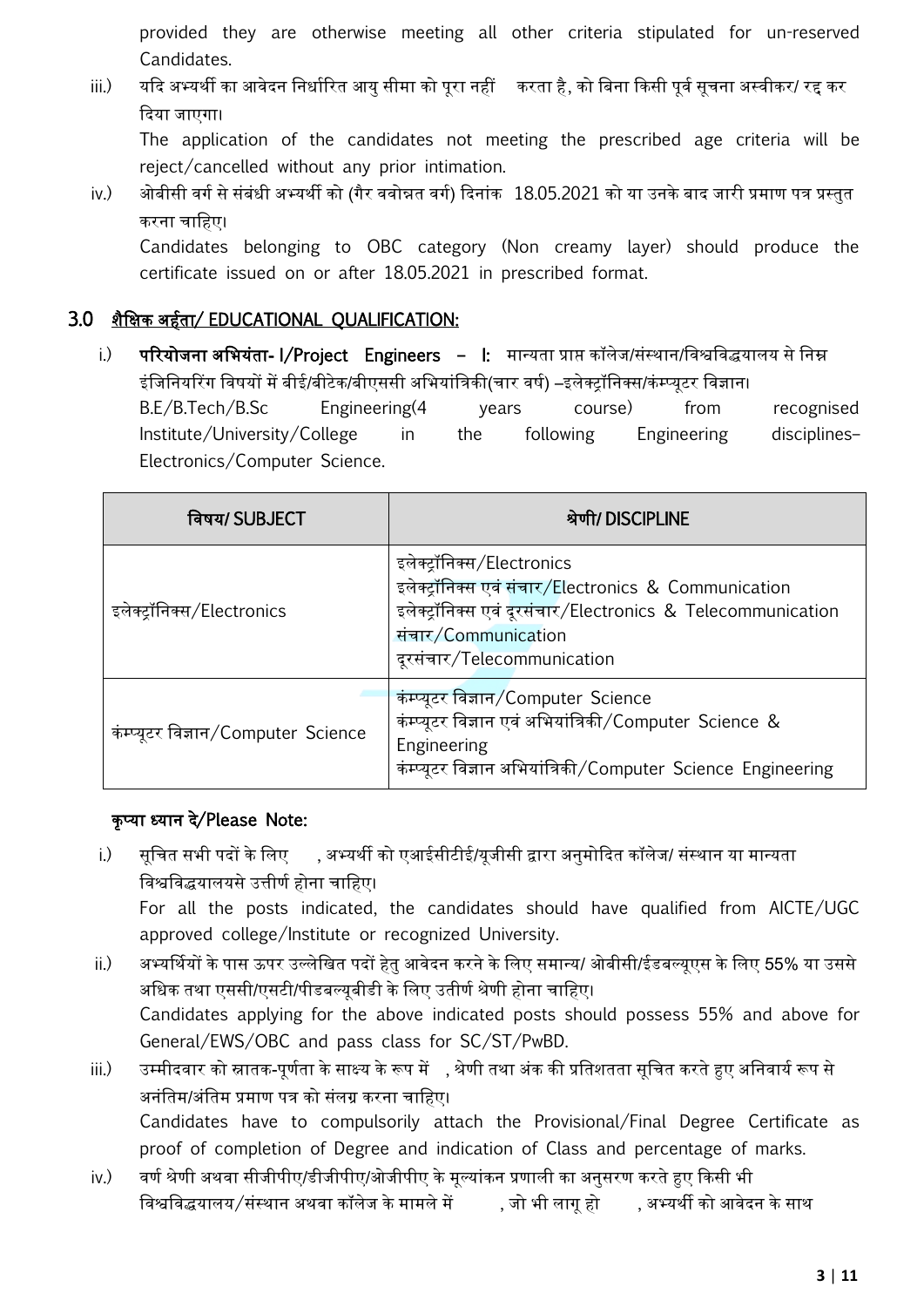provided they are otherwise meeting all other criteria stipulated for un-reserved Candidates.

iii.) यदि अभ्यर्थी का आवेदन निर्धारित आयु सीमा को पूरा नहीं करता है, को बिना किसी पूर्व सूचना अस्वीकार/ रद्द कर दिया जाएगा।

The application of the candidates not meeting the prescribed age criteria will be reject/cancelled without any prior intimation.

iv.) ओबीसी वर्ग से संबंधी अभ्यर्थी को (गैर ववोन्नत वर्ग) दिनांक 18.05.2021 को या उनके बाद जारी प्रमाण पत्र प्रस्तुत करना चाहिए।

Candidates belonging to OBC category (Non creamy layer) should produce the certificate issued on or after 18.05.2021 in prescribed format.

## 3.0 शैक्षिक अर्हता/ EDUCATIONAL QUALIFICATION:

i.) **परियोजना अभियंता- I/Project Engineers – I:** मान्यता प्राप्त कॉलेज/संस्थान/विश्वविद्यालय से निम्न इंजिनियरिंग विषयों में बीई/बीटेक/बीएससी अभियांत्रिकी(चार वर्ष) –इलेक्ट्रॉनिक्स/कंम्प्यूटर विज्ञान।

B.E/B.Tech/B.Sc Engineering(4 years course) from recognised Institute/University/College in the following Engineering disciplines– Electronics/Computer Science.

| विषय/ SUBJECT | श्रेणी/ DISCIPLINE |
|---|---|
| इलेक्ट्रॉनिक्स/Electronics | इलेक्ट्रॉनिक्स/Electronics<br>इलेक्ट्रॉनिक्स एवं संचार/Electronics & Communication<br>इलेक्ट्रॉनिक्स एवं दूरसंचार/Electronics & Telecommunication<br>संचार/Communication<br>दूरसंचार/Telecommunication |
| कंम्प्यूटर विज्ञान/Computer Science | कंम्प्यूटर विज्ञान/Computer Science<br>कंम्प्यूटर विज्ञान एवं अभियांत्रिकी/Computer Science & Engineering<br>कंम्प्यूटर विज्ञान अभियांत्रिकी/Computer Science Engineering |

### कृप्या ध्यान दे/Please Note:

i.) सूचित सभी पदों के लिए , अभ्यर्थी को एआईसीटीई/यूजीसी द्वारा अनुमोदित कॉलेज/ संस्थान या मान्यता विश्वविद्धयालयसे उत्तीर्ण होना चाहिए।

For all the posts indicated, the candidates should have qualified from AICTE/UGC approved college/Institute or recognized University.

ii.) अभ्यर्थियों के पास ऊपर उल्लेखित पदों हेतु आवेदन करने के लिए समान्य/ ओबीसी/ईडबल्यूएस के लिए 55% या उससे अधिक तथा एससी/एसटी/पीडबल्यूबीडी के लिए उतीर्ण श्रेणी होना चाहिए।

Candidates applying for the above indicated posts should possess 55% and above for General/EWS/OBC and pass class for SC/ST/PwBD.

iii.) उम्मीदवार को स्नातक-पूर्णता के साक्ष्य के रूप में , श्रेणी तथा अंक की प्रतिशतता सूचित करते हुए अनिवार्य रूप से अनंतिम/अंतिम प्रमाण पत्र को संलग्न करना चाहिए।

Candidates have to compulsorily attach the Provisional/Final Degree Certificate as proof of completion of Degree and indication of Class and percentage of marks.

iv.) वर्ण श्रेणी अथवा सीजीपीए/डीजीपीए/ओजीपीए के मूल्यांकन प्रणाली का अनुसरण करते हुए किसी भी विश्वविद्धयालय/संस्थान अथवा कॉलेज के मामले में , जो भी लागू हो , अभ्यर्थी को आवेदन के साथ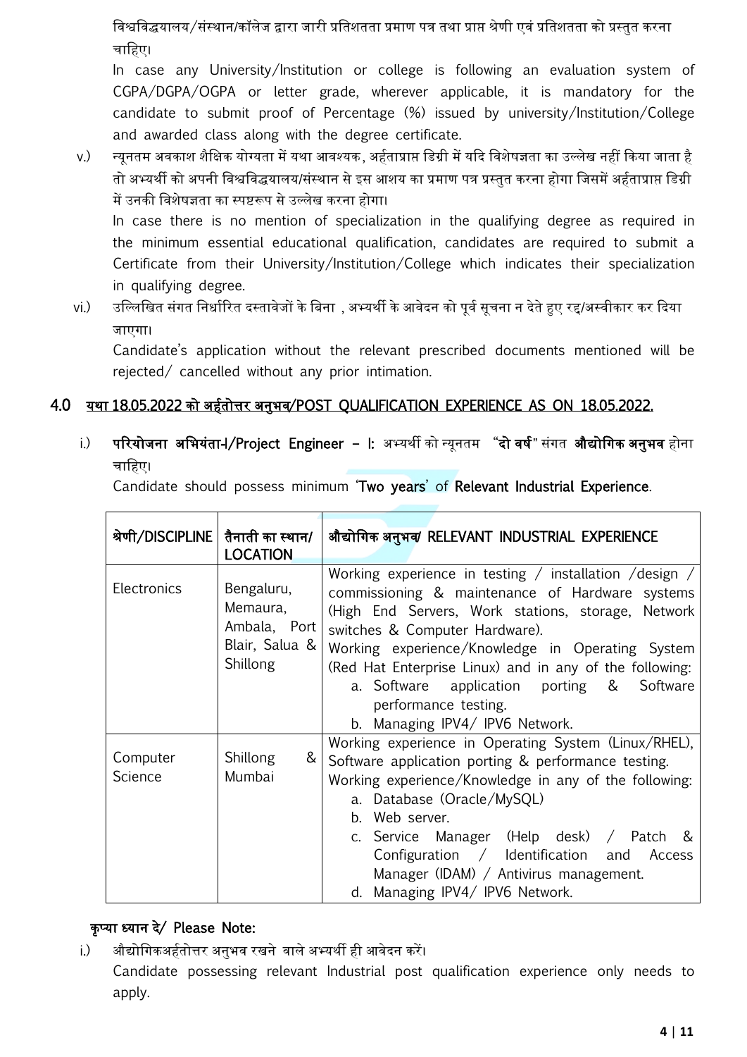विश्वविद्धयालय/संस्थान/कॉलेज द्वारा जारी प्रतिशतता प्रमाण पत्र तथा प्राप्त श्रेणी एवं प्रतिशतता को प्रस्तुत करना चाहिए।

In case any University/Institution or college is following an evaluation system of CGPA/DGPA/OGPA or letter grade, wherever applicable, it is mandatory for the candidate to submit proof of Percentage (%) issued by university/Institution/College and awarded class along with the degree certificate.

v.) न्यूनतम अवकाश शैक्षिक योग्यता में यथा आवश्यक, अर्हताप्राप्त डिग्री में यदि विशेषज्ञता का उल्लेख नहीं किया जाता है तो अभ्यर्थी को अपनी विश्वविद्धयालय/संस्थान से इस आशय का प्रमाण पत्र प्रस्तुत करना होगा जिसमें अर्हताप्राप्त डिग्री में उनकी विशेषज्ञता का स्पष्टरूप से उल्लेख करना होगा।

In case there is no mention of specialization in the qualifying degree as required in the minimum essential educational qualification, candidates are required to submit a Certificate from their University/Institution/College which indicates their specialization in qualifying degree.

vi.) उल्लिखित संगत निर्धारित दस्तावेजों के बिना , अभ्यर्थी के आवेदन को पूर्व सूचना न देते हुए रद्द/अस्वीकार कर दिया जाएगा।

Candidate's application without the relevant prescribed documents mentioned will be rejected/ cancelled without any prior intimation.

## 4.0 यथा 18.05.2022 को अर्हतोत्तर अनुभव/POST QUALIFICATION EXPERIENCE AS ON 18.05.2022.

i.) **परियोजना अभियंता-I/Project Engineer – I:** अभ्यर्थी को न्यूनतम **"दो वर्ष"** संगत **औद्योगिक अनुभव** होना चाहिए।

Candidate should possess minimum 'Two years' of Relevant Industrial Experience.

| श्रेणी/DISCIPLINE | तैनाती का स्थान/ LOCATION | औद्योगिक अनुभव/ RELEVANT INDUSTRIAL EXPERIENCE |
|---|---|---|
| Electronics | Bengaluru, Memaura, Ambala, Port Blair, Salua & Shillong | Working experience in testing / installation /design / commissioning & maintenance of Hardware systems (High End Servers, Work stations, storage, Network switches & Computer Hardware).<br>Working experience/Knowledge in Operating System (Red Hat Enterprise Linux) and in any of the following:<br>a. Software application porting & Software performance testing.<br>b. Managing IPV4/ IPV6 Network. |
| Computer Science | Shillong & Mumbai | Working experience in Operating System (Linux/RHEL), Software application porting & performance testing.<br>Working experience/Knowledge in any of the following:<br>a. Database (Oracle/MySQL)<br>b. Web server.<br>c. Service Manager (Help desk) / Patch & Configuration / Identification and Access Manager (IDAM) / Antivirus management.<br>d. Managing IPV4/ IPV6 Network. |

**कृप्या ध्यान दे/ Please Note:**

i.) औद्योगिकअर्हतोत्तर अनुभव रखने वाले अभ्यर्थी ही आवेदन करें।

Candidate possessing relevant Industrial post qualification experience only needs to apply.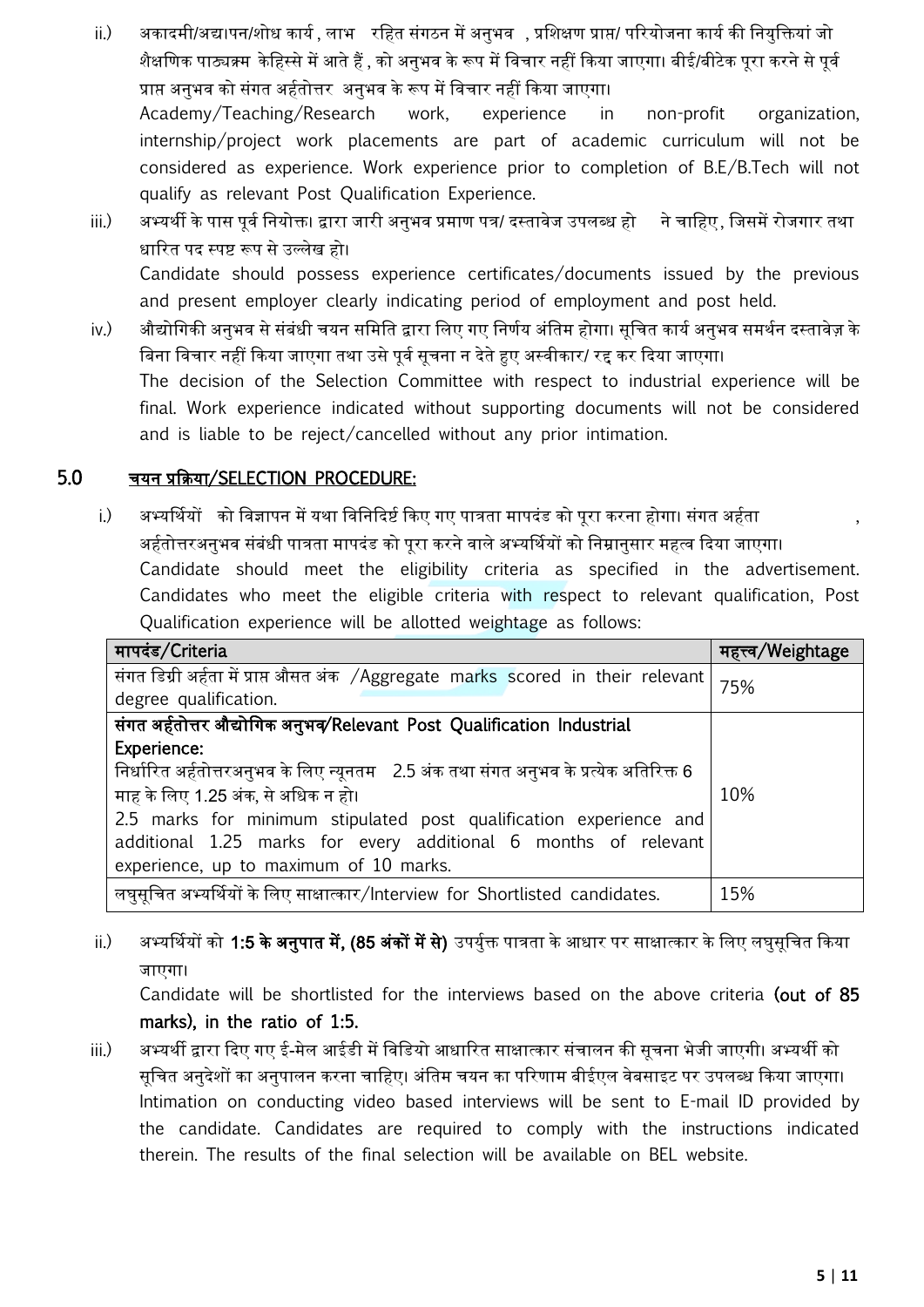ii.) अकादमी/अद्यापन/शोध कार्य , लाभ रहित संगठन में अनुभव , प्रशिक्षण प्राप्त/ परियोजना कार्य की नियुक्तियां जो शैक्षणिक पाठ्यक्रम केहिस्से में आते हैं , को अनुभव के रूप में विचार नहीं किया जाएगा। बीई/बीटेक पूरा करने से पूर्व प्राप्त अनुभव को संगत अर्हतोत्तर अनुभव के रूप में विचार नहीं किया जाएगा।
Academy/Teaching/Research work, experience in non-profit organization, internship/project work placements are part of academic curriculum will not be considered as experience. Work experience prior to completion of B.E/B.Tech will not qualify as relevant Post Qualification Experience.

iii.) अभ्यर्थी के पास पूर्व नियोक्ता द्वारा जारी अनुभव प्रमाण पत्र/ दस्तावेज उपलब्ध होने चाहिए, जिसमें रोजगार तथा धारित पद स्पष्ट रूप से उल्लेख हो।
Candidate should possess experience certificates/documents issued by the previous and present employer clearly indicating period of employment and post held.

iv.) औद्योगिकी अनुभव से संबंधी चयन समिति द्वारा लिए गए निर्णय अंतिम होगा। सूचित कार्य अनुभव समर्थन दस्तावेज़ के बिना विचार नहीं किया जाएगा तथा उसे पूर्व सूचना न देते हुए अस्वीकार/ रद्द कर दिया जाएगा।
The decision of the Selection Committee with respect to industrial experience will be final. Work experience indicated without supporting documents will not be considered and is liable to be reject/cancelled without any prior intimation.

## 5.0 चयन प्रक्रिया/SELECTION PROCEDURE:

i.) अभ्यर्थियों को विज्ञापन में यथा विनिदिर्ष्ट किए गए पात्रता मापदंड को पूरा करना होगा। संगत अर्हता , अर्हतोत्तरअनुभव संबंधी पात्रता मापदंड को पूरा करने वाले अभ्यर्थियों को निम्नानुसार महत्व दिया जाएगा।
Candidate should meet the eligibility criteria as specified in the advertisement. Candidates who meet the eligible criteria with respect to relevant qualification, Post Qualification experience will be allotted weightage as follows:

| मापदंड/Criteria | महत्त्व/Weightage |
|---|---|
| संगत डिग्री अर्हता में प्राप्त औसत अंक /Aggregate marks scored in their relevant degree qualification. | 75% |
| **संगत अर्हतोत्तर औद्योगिक अनुभव/Relevant Post Qualification Industrial Experience:** निर्धारित अर्हतोत्तरअनुभव के लिए न्यूनतम 2.5 अंक तथा संगत अनुभव के प्रत्येक अतिरिक्त 6 माह के लिए 1.25 अंक, से अधिक न हो। 2.5 marks for minimum stipulated post qualification experience and additional 1.25 marks for every additional 6 months of relevant experience, up to maximum of 10 marks. | 10% |
| लघुसूचित अभ्यर्थियों के लिए साक्षात्कार/Interview for Shortlisted candidates. | 15% |

ii.) अभ्यर्थियों को **1:5 के अनुपात में, (85 अंकों में से)** उपर्युक्त पात्रता के आधार पर साक्षात्कार के लिए लघुसूचित किया जाएगा।
Candidate will be shortlisted for the interviews based on the above criteria **(out of 85 marks), in the ratio of 1:5.**

iii.) अभ्यर्थी द्वारा दिए गए ई-मेल आईडी में विडियो आधारित साक्षात्कार संचालन की सूचना भेजी जाएगी। अभ्यर्थी को सूचित अनुदेशों का अनुपालन करना चाहिए। अंतिम चयन का परिणाम बीईएल वेबसाइट पर उपलब्ध किया जाएगा।
Intimation on conducting video based interviews will be sent to E-mail ID provided by the candidate. Candidates are required to comply with the instructions indicated therein. The results of the final selection will be available on BEL website.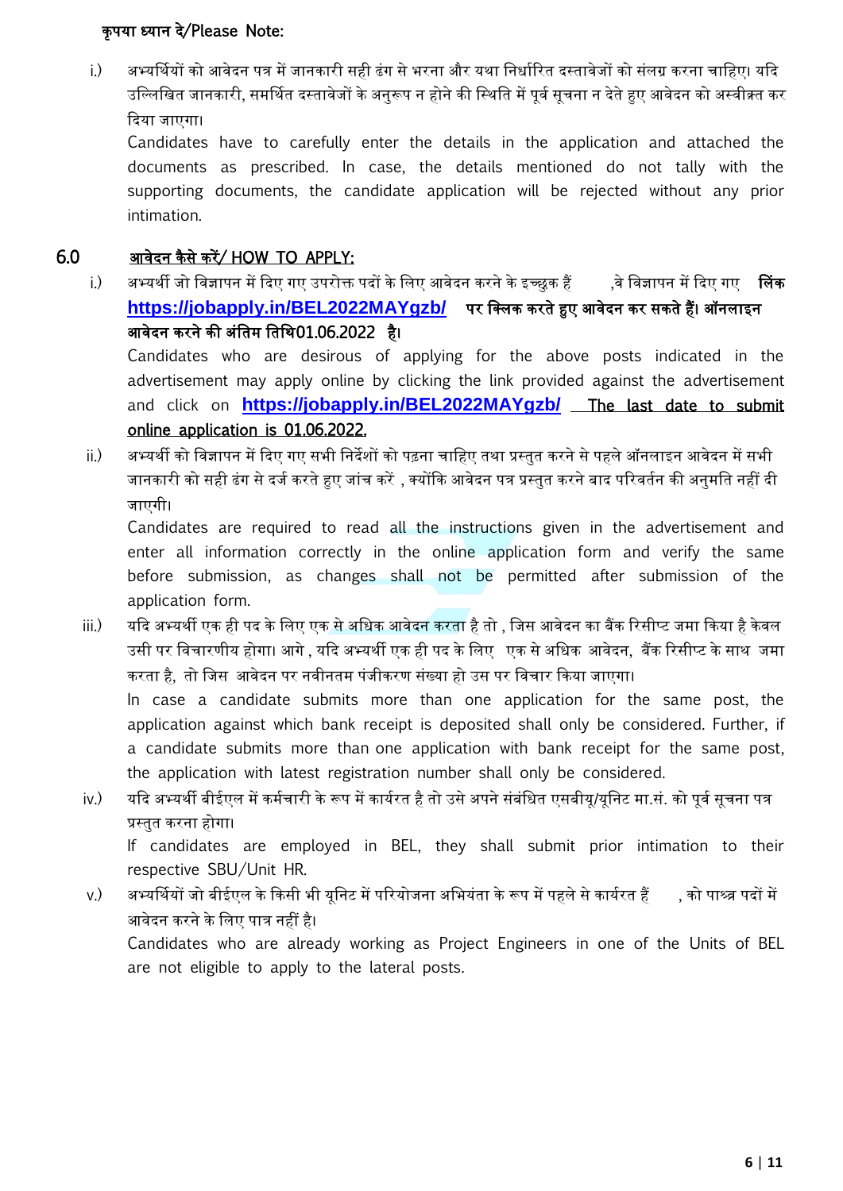**कृपया ध्यान दे/Please Note:**

i.) अभ्यर्थियों को आवेदन पत्र में जानकारी सही ढंग से भरना और यथा निर्धारित दस्तावेजों को संलग्न करना चाहिए। यदि उल्लिखित जानकारी, समर्थित दस्तावेजों के अनुरूप न होने की स्थिति में पूर्व सूचना न देते हुए आवेदन को अस्वीक्रत कर दिया जाएगा।
Candidates have to carefully enter the details in the application and attached the documents as prescribed. In case, the details mentioned do not tally with the supporting documents, the candidate application will be rejected without any prior intimation.

## 6.0 आवेदन कैसे करें/ HOW TO APPLY:

i.) अभ्यर्थी जो विज्ञापन में दिए गए उपरोक्त पदों के लिए आवेदन करने के इच्छुक हैं ,वे विज्ञापन में दिए गए **लिंक https://jobapply.in/BEL2022MAYgzb/ पर क्लिक करते हुए आवेदन कर सकते हैं। ऑनलाइन आवेदन करने की अंतिम तिथि01.06.2022 है।**
Candidates who are desirous of applying for the above posts indicated in the advertisement may apply online by clicking the link provided against the advertisement and click on **https://jobapply.in/BEL2022MAYgzb/** The last date to submit online application is 01.06.2022.

ii.) अभ्यर्थी को विज्ञापन में दिए गए सभी निर्देशों को पढ़ना चाहिए तथा प्रस्तुत करने से पहले ऑनलाइन आवेदन में सभी जानकारी को सही ढंग से दर्ज करते हुए जांच करें , क्योंकि आवेदन पत्र प्रस्तुत करने बाद परिवर्तन की अनुमति नहीं दी जाएगी।
Candidates are required to read all the instructions given in the advertisement and enter all information correctly in the online application form and verify the same before submission, as changes shall not be permitted after submission of the application form.

iii.) यदि अभ्यर्थी एक ही पद के लिए एक से अधिक आवेदन करता है तो , जिस आवेदन का बैंक रिसीप्ट जमा किया है केवल उसी पर विचारणीय होगा। आगे , यदि अभ्यर्थी एक ही पद के लिए एक से अधिक आवेदन, बैंक रिसीप्ट के साथ जमा करता है, तो जिस आवेदन पर नवीनतम पंजीकरण संख्या हो उस पर विचार किया जाएगा।
In case a candidate submits more than one application for the same post, the application against which bank receipt is deposited shall only be considered. Further, if a candidate submits more than one application with bank receipt for the same post, the application with latest registration number shall only be considered.

iv.) यदि अभ्यर्थी बीईएल में कर्मचारी के रूप में कार्यरत है तो उसे अपने संबंधित एसबीयू/यूनिट मा.सं. को पूर्व सूचना पत्र प्रस्तुत करना होगा।
If candidates are employed in BEL, they shall submit prior intimation to their respective SBU/Unit HR.

v.) अभ्यर्थियों जो बीईएल के किसी भी यूनिट में परियोजना अभियंता के रूप में पहले से कार्यरत हैं , को पाश्र्व पदों में आवेदन करने के लिए पात्र नहीं है।
Candidates who are already working as Project Engineers in one of the Units of BEL are not eligible to apply to the lateral posts.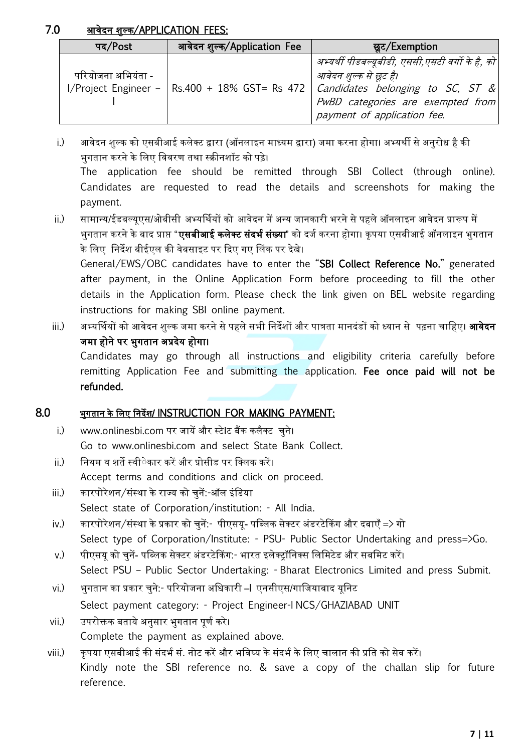## 7.0 आवेदन शुल्क/APPLICATION FEES:

| पद/Post | आवेदन शुल्क/Application Fee | छूट/Exemption |
|---|---|---|
| परियोजना अभियंता - I/Project Engineer – I | Rs.400 + 18% GST= Rs 472 | *अभ्यर्थी पीडब्ल्यूबीडी, एससी,एसटी वर्गो के है, को आवेदन शुल्क से छूट है। Candidates belonging to SC, ST & PwBD categories are exempted from payment of application fee.* |

i.) आवेदन शुल्क को एसबीआई कलेक्ट द्वारा (ऑनलाइन माध्यम द्वारा) जमा करना होगा। अभ्यर्थी से अनुरोध है की भुगतान करने के लिए विवरण तथा स्क्रीनशॉट को पढ़े।
The application fee should be remitted through SBI Collect (through online). Candidates are requested to read the details and screenshots for making the payment.

ii.) सामान्य/ईडबल्यूएस/ओबीसी अभ्यर्थियों को आवेदन में अन्य जानकारी भरने से पहले ऑनलाइन आवेदन प्रारूप में भुगतान करने के बाद प्राप्त "**एसबीआई कलेक्ट संदर्भ संख्या**" को दर्ज करना होगा। कृपया एसबीआई ऑनलाइन भुगतान के लिए निर्देश बीईएल की वेबसाइट पर दिए गए लिंक पर देखे।
General/EWS/OBC candidates have to enter the "**SBI Collect Reference No.**" generated after payment, in the Online Application Form before proceeding to fill the other details in the Application form. Please check the link given on BEL website regarding instructions for making SBI online payment.

iii.) अभ्यर्थियों को आवेदन शुल्क जमा करने से पहले सभी निर्देशों और पात्रता मानदंडों को ध्यान से पढ़ना चाहिए। **आवेदन जमा होने पर भुगतान अप्रदेय होगा।**
Candidates may go through all instructions and eligibility criteria carefully before remitting Application Fee and submitting the application. **Fee once paid will not be refunded.**

## 8.0 भुगतान के लिए निर्देश/ INSTRUCTION FOR MAKING PAYMENT:

i.) www.onlinesbi.com पर जायें और स्टेाट बैंक कलैक्ट चुने।
Go to www.onlinesbi.com and select State Bank Collect.

ii.) नियम व शर्ते स्वीेकार करें और प्रोसीड पर क्लिक करें।
Accept terms and conditions and click on proceed.

iii.) कारपोरेशन/संस्था के राज्य को चुनें:-ऑल इंडिया
Select state of Corporation/institution: - All India.

iv.) कारपोरेशन/संस्था के प्रकार को चुनें:- पीएसयू- पब्लिक सेक्टर अंडरटेकिंग और दबाएँ => गो
Select type of Corporation/Institute: - PSU- Public Sector Undertaking and press=>Go.

v.) पीएसयू को चुनें- पब्लिक सेक्टर अंडरटेकिंग:- भारत इलेक्ट्रॉनिक्स लिमिटेड और सबमिट करें।
Select PSU – Public Sector Undertaking: - Bharat Electronics Limited and press Submit.

vi.) भुगतान का प्रकार चुने:- परियोजना अधिकारी –I एनसीएस/गाजियाबाद यूनिट
Select payment category: - Project Engineer-I NCS/GHAZIABAD UNIT

vii.) उपरोक्तक बताये अनुसार भुगतान पूर्ण करे।
Complete the payment as explained above.

viii.) कृपया एसबीआई की संदर्भ सं. नोट करें और भविष्य के संदर्भ के लिए चालान की प्रति को सेव करें।
Kindly note the SBI reference no. & save a copy of the challan slip for future reference.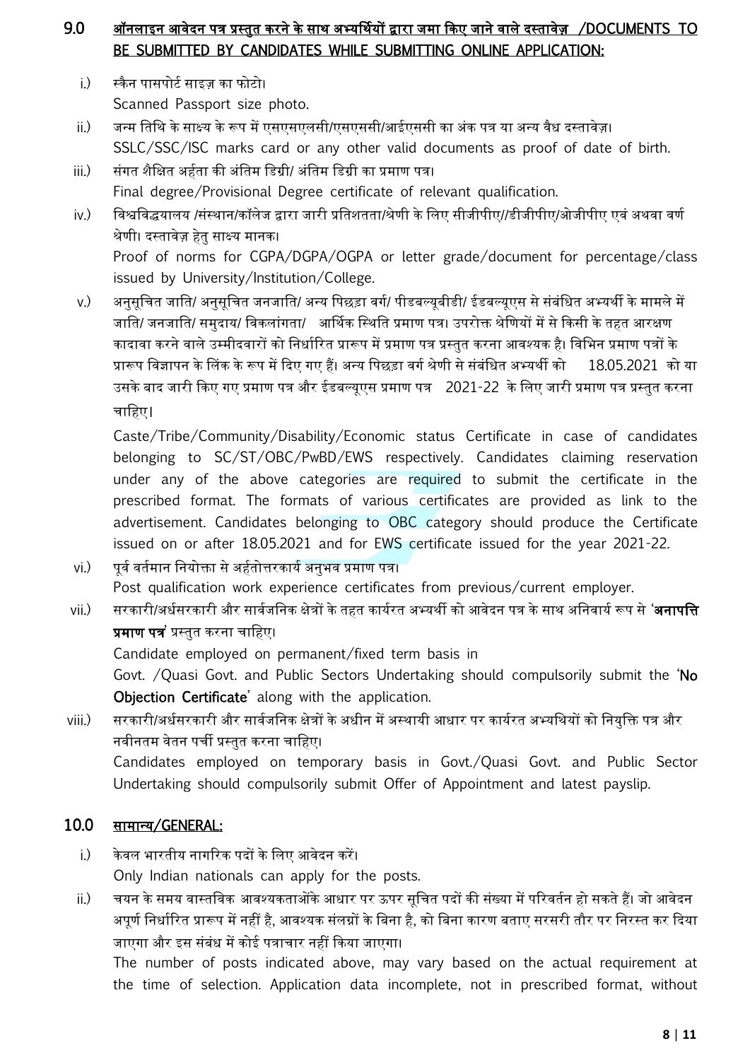## 9.0 ऑनलाइन आवेदन पत्र प्रस्तुत करने के साथ अभ्यर्थियों द्वारा जमा किए जाने वाले दस्तावेज़ /DOCUMENTS TO BE SUBMITTED BY CANDIDATES WHILE SUBMITTING ONLINE APPLICATION:

i.) स्कैन पासपोर्ट साइज़ का फोटो।
Scanned Passport size photo.

ii.) जन्म तिथि के साक्ष्य के रूप में एसएसएलसी/एसएससी/आईएससी का अंक पत्र या अन्य वैध दस्तावेज़।
SSLC/SSC/ISC marks card or any other valid documents as proof of date of birth.

iii.) संगत शैक्षित अर्हता की अंतिम डिग्री/ अंतिम डिग्री का प्रमाण पत्र।
Final degree/Provisional Degree certificate of relevant qualification.

iv.) विश्वविद्धयालय /संस्थान/कॉलेज द्वारा जारी प्रतिशतता/श्रेणी के लिए सीजीपीए//डीजीपीए/ओजीपीए एवं अथवा वर्ण श्रेणी। दस्तावेज़ हेतु साक्ष्य मानक।
Proof of norms for CGPA/DGPA/OGPA or letter grade/document for percentage/class issued by University/Institution/College.

v.) अनुसूचित जाति/ अनुसूचित जनजाति/ अन्य पिछड़ा वर्ग/ पीडबल्यूबीडी/ ईडबल्यूएस से संबंधित अभ्यर्थी के मामले में जाति/ जनजाति/ समुदाय/ विकलांगता/ आर्थिक स्थिति प्रमाण पत्र। उपरोक्त श्रेणियों में से किसी के तहत आरक्षण कादावा करने वाले उम्मीदवारों को निर्धारित प्रारूप में प्रमाण पत्र प्रस्तुत करना आवश्यक है। विभिन प्रमाण पत्रों के प्रारूप विज्ञापन के लिंक के रूप में दिए गए हैं। अन्य पिछड़ा वर्ग श्रेणी से संबंधित अभ्यर्थी को 18.05.2021 को या उसके बाद जारी किए गए प्रमाण पत्र और ईडबल्यूएस प्रमाण पत्र 2021-22 के लिए जारी प्रमाण पत्र प्रस्तुत करना चाहिए।

Caste/Tribe/Community/Disability/Economic status Certificate in case of candidates belonging to SC/ST/OBC/PwBD/EWS respectively. Candidates claiming reservation under any of the above categories are required to submit the certificate in the prescribed format. The formats of various certificates are provided as link to the advertisement. Candidates belonging to OBC category should produce the Certificate issued on or after 18.05.2021 and for EWS certificate issued for the year 2021-22.

vi.) पूर्व वर्तमान नियोक्ता से अर्हतोत्तरकार्य अनुभव प्रमाण पत्र।
Post qualification work experience certificates from previous/current employer.

vii.) सरकारी/अर्धसरकारी और सार्वजनिक क्षेत्रों के तहत कार्यरत अभ्यर्थी को आवेदन पत्र के साथ अनिवार्य रूप से '**अनापत्ति प्रमाण पत्र**' प्रस्तुत करना चाहिए।
Candidate employed on permanent/fixed term basis in Govt. /Quasi Govt. and Public Sectors Undertaking should compulsorily submit the '**No Objection Certificate**' along with the application.

viii.) सरकारी/अर्धसरकारी और सार्वजनिक क्षेत्रों के अधीन में अस्थायी आधार पर कार्यरत अभ्यथियों को नियुक्ति पत्र और नवीनतम वेतन पर्ची प्रस्तुत करना चाहिए।
Candidates employed on temporary basis in Govt./Quasi Govt. and Public Sector Undertaking should compulsorily submit Offer of Appointment and latest payslip.

## 10.0 सामान्य/GENERAL:

i.) केवल भारतीय नागरिक पदों के लिए आवेदन करें।
Only Indian nationals can apply for the posts.

ii.) चयन के समय वास्तविक आवश्यकताओंके आधार पर ऊपर सूचित पदों की संख्या में परिवर्तन हो सकते हैं। जो आवेदन अपूर्ण निर्धारित प्रारूप में नहीं है, आवश्यक संलग्नों के बिना है, को बिना कारण बताए सरसरी तौर पर निरस्त कर दिया जाएगा और इस संबंध में कोई पत्राचार नहीं किया जाएगा।
The number of posts indicated above, may vary based on the actual requirement at the time of selection. Application data incomplete, not in prescribed format, without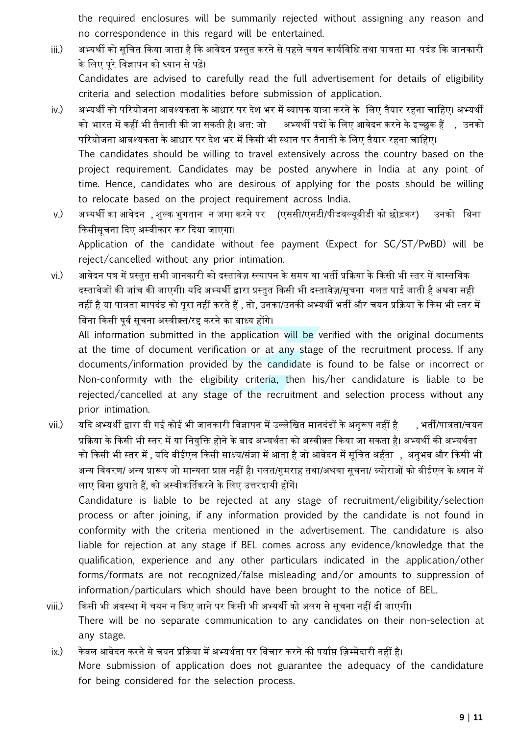the required enclosures will be summarily rejected without assigning any reason and no correspondence in this regard will be entertained.

iii.) अभ्यर्थी को सूचित किया जाता है कि आवेदन प्रस्तुत करने से पहले चयन कार्यविधि तथा पात्रता मा पदंड कि जानकारी के लिए पूरे विज्ञापन को ध्यान से पढ़ें।

Candidates are advised to carefully read the full advertisement for details of eligibility criteria and selection modalities before submission of application.

iv.) अभ्यर्थी को परियोजना आवश्यकता के आधार पर देश भर में व्यापक यात्रा करने के लिए तैयार रहना चाहिए। अभ्यर्थी को भारत में कहीं भी तैनाती की जा सकती है। अत: जो अभ्यर्थी पदों के लिए आवेदन करने के इच्छुक हैं , उनको परियोजना आवश्यकता के आधार पर देश भर में किसी भी स्थान पर तैनाती के लिए तैयार रहना चाहिए।

The candidates should be willing to travel extensively across the country based on the project requirement. Candidates may be posted anywhere in India at any point of time. Hence, candidates who are desirous of applying for the posts should be willing to relocate based on the project requirement across India.

v.) अभ्यर्थी का आवेदन , शुल्क भुगतान न जमा करने पर (एससी/एसटी/पीडबल्यूबीडी को छोड़कर) उनको बिना किसीसूचना दिए अस्वीकार कर दिया जाएगा।

Application of the candidate without fee payment (Expect for SC/ST/PwBD) will be reject/cancelled without any prior intimation.

vi.) आवेदन पत्र में प्रस्तुत सभी जानकारी को दस्तावेज़ स्यापन के समय या भर्ती प्रक्रिया के किसी भी स्तर में वास्तविक दस्तावेजों की जांच की जाएगी। यदि अभ्यर्थी द्वारा प्रस्तुत किसी भी दस्तावेज़/सूचना गलत पाई जाती है अथवा सही नहीं है या पात्रता मापदंड को पूरा नहीं करते हैं , तो, उनका/उनकी अभ्यर्थी भर्ती और चयन प्रक्रिया के किस भी स्तर में बिना किसी पूर्व सूचना अस्वीक्रत/रद्द करने का बाध्य होंगे।

All information submitted in the application will be verified with the original documents at the time of document verification or at any stage of the recruitment process. If any documents/information provided by the candidate is found to be false or incorrect or Non-conformity with the eligibility criteria, then his/her candidature is liable to be rejected/cancelled at any stage of the recruitment and selection process without any prior intimation.

vii.) यदि अभ्यर्थी द्वारा दी गई कोई भी जानकारी विज्ञापन में उल्लेखित मानदंडों के अनुरूप नहीं है , भर्ती/पात्रता/चयन प्रक्रिया के किसी भी स्तर में या नियुक्ति होने के बाद अभ्यर्थता को अस्वीक्रत किया जा सकता है। अभ्यर्थी की अभ्यर्थता को किसी भी स्तर में , यदि बीईएल किसी साक्ष्य/संज्ञा में आता है जो आवेदन में सूचित अर्हता , अनुभव और किसी भी अन्य विवरण/ अन्य प्रारूप जो मान्यता प्राप्त नहीं है। गलत/गुमराह तथा/अथवा सूचना/ ब्योराओं को बीईएल के ध्यान में लाए बिना छुपाते हैं, को अस्वीकर्तिकरने के लिए उत्तरदायी होंगें।

Candidature is liable to be rejected at any stage of recruitment/eligibility/selection process or after joining, if any information provided by the candidate is not found in conformity with the criteria mentioned in the advertisement. The candidature is also liable for rejection at any stage if BEL comes across any evidence/knowledge that the qualification, experience and any other particulars indicated in the application/other forms/formats are not recognized/false misleading and/or amounts to suppression of information/particulars which should have been brought to the notice of BEL.

viii.) किसी भी अवस्था में चयन न किए जाने पर किसी भी अभ्यर्थी को अलग से सूचना नहीं दी जाएगी।

There will be no separate communication to any candidates on their non-selection at any stage.

ix.) केवल आवेदन करने से चयन प्रक्रिया में अभ्यर्थता पर विचार करने की पर्याप्त ज़िम्मेदारी नहीं है।

More submission of application does not guarantee the adequacy of the candidature for being considered for the selection process.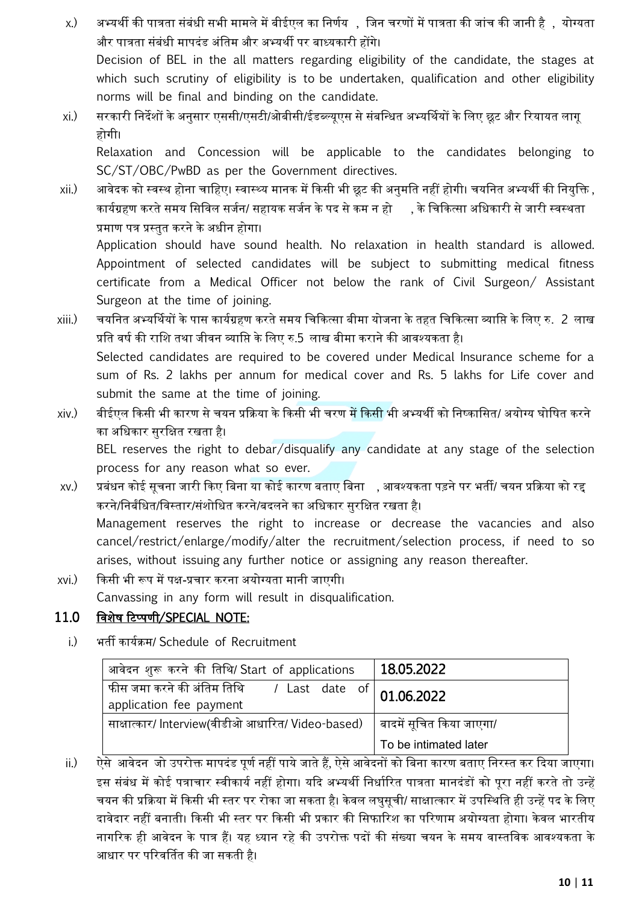x.) अभ्यर्थी की पात्रता संबंधी सभी मामले में बीईएल का निर्णय , जिन चरणों में पात्रता की जांच की जानी है , योग्यता और पात्रता संबंधी मापदंड अंतिम और अभ्यर्थी पर बाध्यकारी होंगे।

Decision of BEL in the all matters regarding eligibility of the candidate, the stages at which such scrutiny of eligibility is to be undertaken, qualification and other eligibility norms will be final and binding on the candidate.

xi.) सरकारी निर्देशों के अनुसार एससी/एसटी/ओबीसी/ईडब्ल्यूएस से संबन्धित अभ्यर्थियों के लिए छूट और रियायत लागू होगी।

Relaxation and Concession will be applicable to the candidates belonging to SC/ST/OBC/PwBD as per the Government directives.

xii.) आवेदक को स्वस्थ होना चाहिए। स्वास्थ्य मानक में किसी भी छूट की अनुमति नहीं होगी। चयनित अभ्यर्थी की नियुक्ति , कार्यग्रहण करते समय सिविल सर्जन/ सहायक सर्जन के पद से कम न हो , के चिकित्सा अधिकारी से जारी स्वस्थता प्रमाण पत्र प्रस्तुत करने के अधीन होगा।

Application should have sound health. No relaxation in health standard is allowed. Appointment of selected candidates will be subject to submitting medical fitness certificate from a Medical Officer not below the rank of Civil Surgeon/ Assistant Surgeon at the time of joining.

xiii.) चयनित अभ्यर्थियों के पास कार्यग्रहण करते समय चिकित्सा बीमा योजना के तहत चिकित्सा व्याप्ति के लिए रु. 2 लाख प्रति वर्ष की राशि तथा जीवन व्याप्ति के लिए रु.5 लाख बीमा कराने की आवश्यकता है।

Selected candidates are required to be covered under Medical Insurance scheme for a sum of Rs. 2 lakhs per annum for medical cover and Rs. 5 lakhs for Life cover and submit the same at the time of joining.

xiv.) बीईएल किसी भी कारण से चयन प्रक्रिया के किसी भी चरण में किसी भी अभ्यर्थी को निष्कासित/ अयोग्य घोषित करने का अधिकार सुरक्षित रखता है।

BEL reserves the right to debar/disqualify any candidate at any stage of the selection process for any reason what so ever.

xv.) प्रबंधन कोई सूचना जारी किए बिना या कोई कारण बताए बिना , आवश्यकता पड़ने पर भर्ती/ चयन प्रक्रिया को रद्द करने/निर्बंधित/विस्तार/संशोधित करने/बदलने का अधिकार सुरक्षित रखता है।

Management reserves the right to increase or decrease the vacancies and also cancel/restrict/enlarge/modify/alter the recruitment/selection process, if need to so arises, without issuing any further notice or assigning any reason thereafter.

xvi.) किसी भी रूप में पक्ष-प्रचार करना अयोग्यता मानी जाएगी।

Canvassing in any form will result in disqualification.

## 11.0 विशेष टिप्पणी/SPECIAL NOTE:

i.) भर्ती कार्यक्रम/ Schedule of Recruitment

| आवेदन शुरू करने की तिथि/ Start of applications | 18.05.2022 |
|---|---|
| फीस जमा करने की अंतिम तिथि / Last date of application fee payment | 01.06.2022 |
| साक्षात्कार/ Interview(वीडीओ आधारित/ Video-based) | बादमें सूचित किया जाएगा/ To be intimated later |

ii.) ऐसे आवेदन जो उपरोक्त मापदंड पूर्ण नहीं पाये जाते हैं, ऐसे आवेदनों को बिना कारण बताए निरस्त कर दिया जाएगा। इस संबंध में कोई पत्राचार स्वीकार्य नहीं होगा। यदि अभ्यर्थी निर्धारित पात्रता मानदंडों को पूरा नहीं करते तो उन्हें चयन की प्रक्रिया में किसी भी स्तर पर रोका जा सकता है। केवल लघुसूची/ साक्षात्कार में उपस्थिति ही उन्हें पद के लिए दावेदार नहीं बनाती। किसी भी स्तर पर किसी भी प्रकार की सिफारिश का परिणाम अयोग्यता होगा। केवल भारतीय नागरिक ही आवेदन के पात्र हैं। यह ध्यान रहे की उपरोक्त पदों की संख्या चयन के समय वास्तविक आवश्यकता के आधार पर परिवर्तित की जा सकती है।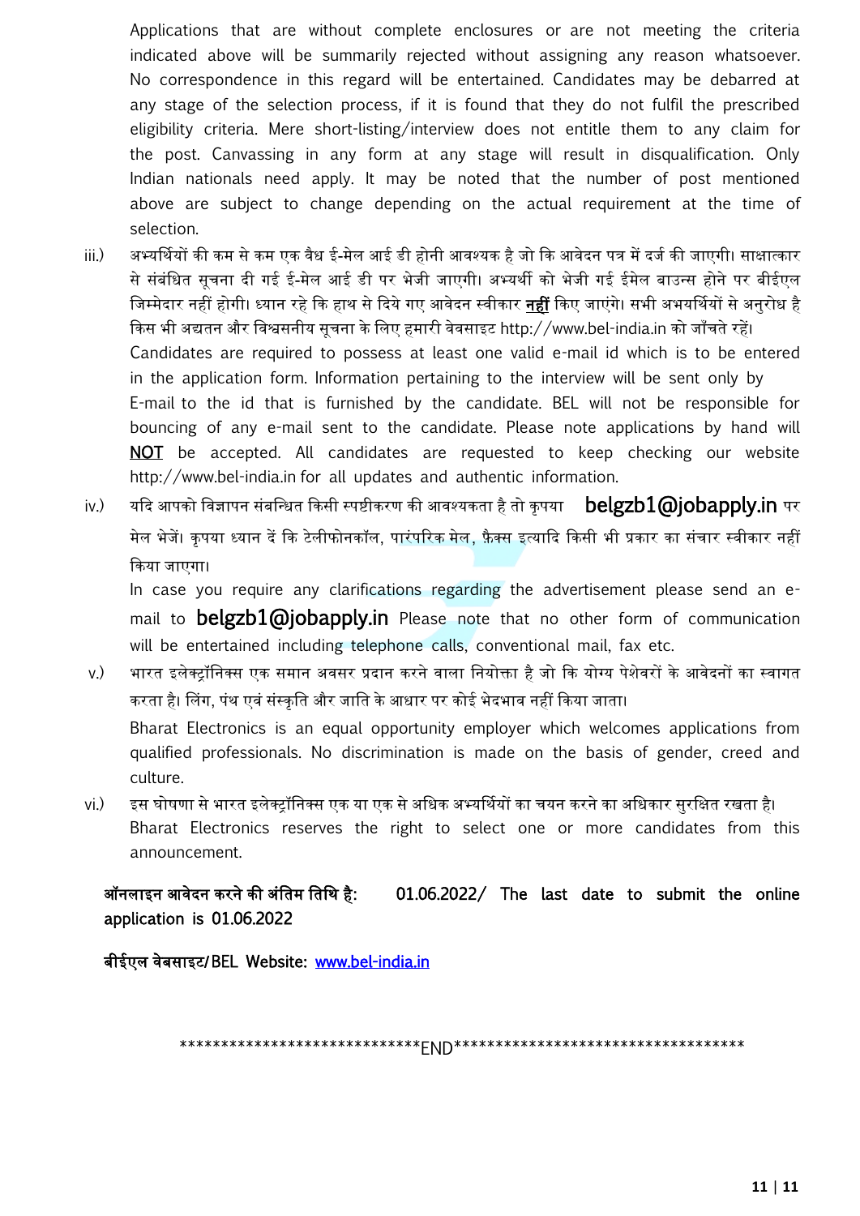Applications that are without complete enclosures or are not meeting the criteria indicated above will be summarily rejected without assigning any reason whatsoever. No correspondence in this regard will be entertained. Candidates may be debarred at any stage of the selection process, if it is found that they do not fulfil the prescribed eligibility criteria. Mere short-listing/interview does not entitle them to any claim for the post. Canvassing in any form at any stage will result in disqualification. Only Indian nationals need apply. It may be noted that the number of post mentioned above are subject to change depending on the actual requirement at the time of selection.

iii.) अभ्यर्थियों की कम से कम एक वैध ई-मेल आई डी होनी आवश्यक है जो कि आवेदन पत्र में दर्ज की जाएगी। साक्षात्कार से संबंधित सूचना दी गई ई-मेल आई डी पर भेजी जाएगी। अभ्यर्थी को भेजी गई ईमेल बाउन्स होने पर बीईएल जिम्मेदार नहीं होगी। ध्यान रहे कि हाथ से दिये गए आवेदन स्वीकार **नहीं** किए जाएंगे। सभी अभयर्थियों से अनुरोध है किस भी अद्यतन और विश्वसनीय सूचना के लिए हमारी वेबसाइट http://www.bel-india.in को जाँचते रहें।

Candidates are required to possess at least one valid e-mail id which is to be entered in the application form. Information pertaining to the interview will be sent only by E-mail to the id that is furnished by the candidate. BEL will not be responsible for bouncing of any e-mail sent to the candidate. Please note applications by hand will **NOT** be accepted. All candidates are requested to keep checking our website http://www.bel-india.in for all updates and authentic information.

iv.) यदि आपको विज्ञापन संबन्धित किसी स्पष्टीकरण की आवश्यकता है तो कृपया **belgzb1@jobapply.in** पर मेल भेजें। कृपया ध्यान दें कि टेलीफोनकॉल, पारंपरिक मेल, फ़ैक्स इत्यादि किसी भी प्रकार का संचार स्वीकार नहीं किया जाएगा।

In case you require any clarifications regarding the advertisement please send an e-mail to **belgzb1@jobapply.in** Please note that no other form of communication will be entertained including telephone calls, conventional mail, fax etc.

v.) भारत इलेक्ट्रॉनिक्स एक समान अवसर प्रदान करने वाला नियोक्ता है जो कि योग्य पेशेवरों के आवेदनों का स्वागत करता है। लिंग, पंथ एवं संस्कृति और जाति के आधार पर कोई भेदभाव नहीं किया जाता।

Bharat Electronics is an equal opportunity employer which welcomes applications from qualified professionals. No discrimination is made on the basis of gender, creed and culture.

vi.) इस घोषणा से भारत इलेक्ट्रॉनिक्स एक या एक से अधिक अभ्यर्थियों का चयन करने का अधिकार सुरक्षित रखता है। Bharat Electronics reserves the right to select one or more candidates from this announcement.

**ऑनलाइन आवेदन करने की अंतिम तिथि है:** 01.06.2022/ The last date to submit the online application is 01.06.2022

**बीईएल वेबसाइट/**BEL Website: www.bel-india.in

****************************END************************************